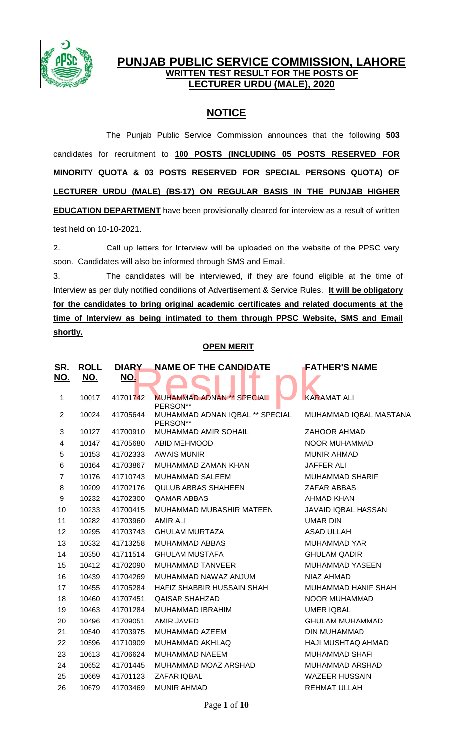# PUNJAB PUBLIC SERVICE COMMISSION, LAHORE

## WRITTEN TEST RESULT FOR THE POSTS OF LECTURER URDU (MALE), 2020

## NOTICE

The Punjab Public Service Commission announces that the following **503** candidates for recruitment to **100 POSTS (INCLUDING 05 POSTS RESERVED FOR MINORITY QUOTA & 03 POSTS RESERVED FOR SPECIAL PERSONS QUOTA) OF LECTURER URDU (MALE) (BS-17) ON REGULAR BASIS IN THE PUNJAB HIGHER EDUCATION DEPARTMENT** have been provisionally cleared for interview as a result of written test held on 10-10-2021.

2. Call up letters for Interview will be uploaded on the website of the PPSC very soon. Candidates will also be informed through SMS and Email.

3. The candidates will be interviewed, if they are found eligible at the time of Interview as per duly notified conditions of Advertisement & Service Rules. **It will be obligatory for the candidates to bring original academic certificates and related documents at the time of Interview as being intimated to them through PPSC Website, SMS and Email shortly.**

### OPEN MERIT

| SR. NO. | ROLL NO. | DIARY NO. | NAME OF THE CANDIDATE | FATHER'S NAME |
|---|---|---|---|---|
| 1 | 10017 | 41701742 | MUHAMMAD ADNAN ** SPECIAL PERSON** | KARAMAT ALI |
| 2 | 10024 | 41705644 | MUHAMMAD ADNAN IQBAL ** SPECIAL PERSON** | MUHAMMAD IQBAL MASTANA |
| 3 | 10127 | 41700910 | MUHAMMAD AMIR SOHAIL | ZAHOOR AHMAD |
| 4 | 10147 | 41705680 | ABID MEHMOOD | NOOR MUHAMMAD |
| 5 | 10153 | 41702333 | AWAIS MUNIR | MUNIR AHMAD |
| 6 | 10164 | 41703867 | MUHAMMAD ZAMAN KHAN | JAFFER ALI |
| 7 | 10176 | 41710743 | MUHAMMAD SALEEM | MUHAMMAD SHARIF |
| 8 | 10209 | 41702176 | QULUB ABBAS SHAHEEN | ZAFAR ABBAS |
| 9 | 10232 | 41702300 | QAMAR ABBAS | AHMAD KHAN |
| 10 | 10233 | 41700415 | MUHAMMAD MUBASHIR MATEEN | JAVAID IQBAL HASSAN |
| 11 | 10282 | 41703960 | AMIR ALI | UMAR DIN |
| 12 | 10295 | 41703743 | GHULAM MURTAZA | ASAD ULLAH |
| 13 | 10332 | 41713258 | MUHAMMAD ABBAS | MUHAMMAD YAR |
| 14 | 10350 | 41711514 | GHULAM MUSTAFA | GHULAM QADIR |
| 15 | 10412 | 41702090 | MUHAMMAD TANVEER | MUHAMMAD YASEEN |
| 16 | 10439 | 41704269 | MUHAMMAD NAWAZ ANJUM | NIAZ AHMAD |
| 17 | 10455 | 41705284 | HAFIZ SHABBIR HUSSAIN SHAH | MUHAMMAD HANIF SHAH |
| 18 | 10460 | 41707451 | QAISAR SHAHZAD | NOOR MUHAMMAD |
| 19 | 10463 | 41701284 | MUHAMMAD IBRAHIM | UMER IQBAL |
| 20 | 10496 | 41709051 | AMIR JAVED | GHULAM MUHAMMAD |
| 21 | 10540 | 41703975 | MUHAMMAD AZEEM | DIN MUHAMMAD |
| 22 | 10596 | 41710909 | MUHAMMAD AKHLAQ | HAJI MUSHTAQ AHMAD |
| 23 | 10613 | 41706624 | MUHAMMAD NAEEM | MUHAMMAD SHAFI |
| 24 | 10652 | 41701445 | MUHAMMAD MOAZ ARSHAD | MUHAMMAD ARSHAD |
| 25 | 10669 | 41701123 | ZAFAR IQBAL | WAZEER HUSSAIN |
| 26 | 10679 | 41703469 | MUNIR AHMAD | REHMAT ULLAH |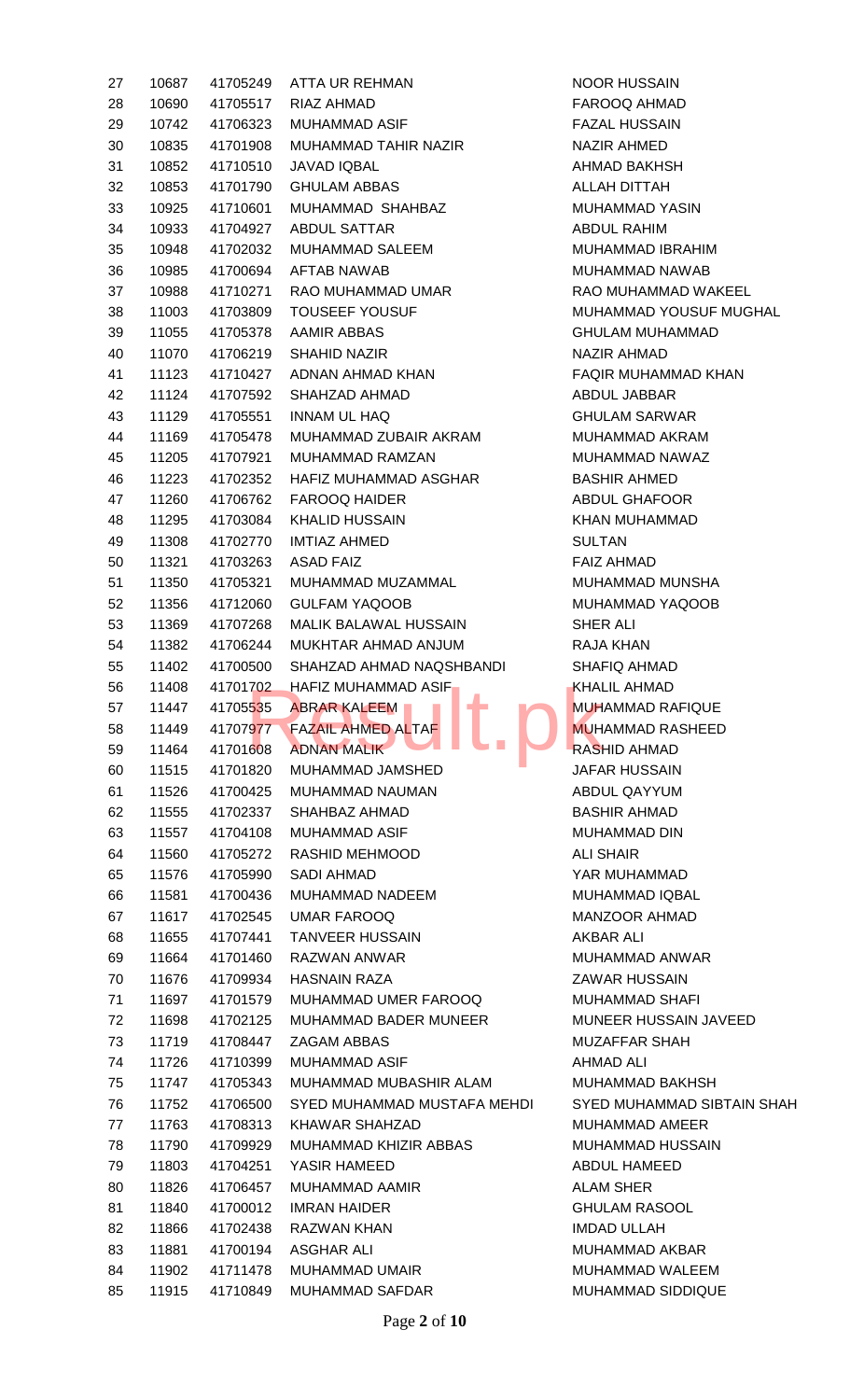| | | | | |
|---|---|---|---|---|
| 27 | 10687 | 41705249 | ATTA UR REHMAN | NOOR HUSSAIN |
| 28 | 10690 | 41705517 | RIAZ AHMAD | FAROOQ AHMAD |
| 29 | 10742 | 41706323 | MUHAMMAD ASIF | FAZAL HUSSAIN |
| 30 | 10835 | 41701908 | MUHAMMAD TAHIR NAZIR | NAZIR AHMED |
| 31 | 10852 | 41710510 | JAVAD IQBAL | AHMAD BAKHSH |
| 32 | 10853 | 41701790 | GHULAM ABBAS | ALLAH DITTAH |
| 33 | 10925 | 41710601 | MUHAMMAD SHAHBAZ | MUHAMMAD YASIN |
| 34 | 10933 | 41704927 | ABDUL SATTAR | ABDUL RAHIM |
| 35 | 10948 | 41702032 | MUHAMMAD SALEEM | MUHAMMAD IBRAHIM |
| 36 | 10985 | 41700694 | AFTAB NAWAB | MUHAMMAD NAWAB |
| 37 | 10988 | 41710271 | RAO MUHAMMAD UMAR | RAO MUHAMMAD WAKEEL |
| 38 | 11003 | 41703809 | TOUSEEF YOUSUF | MUHAMMAD YOUSUF MUGHAL |
| 39 | 11055 | 41705378 | AAMIR ABBAS | GHULAM MUHAMMAD |
| 40 | 11070 | 41706219 | SHAHID NAZIR | NAZIR AHMAD |
| 41 | 11123 | 41710427 | ADNAN AHMAD KHAN | FAQIR MUHAMMAD KHAN |
| 42 | 11124 | 41707592 | SHAHZAD AHMAD | ABDUL JABBAR |
| 43 | 11129 | 41705551 | INNAM UL HAQ | GHULAM SARWAR |
| 44 | 11169 | 41705478 | MUHAMMAD ZUBAIR AKRAM | MUHAMMAD AKRAM |
| 45 | 11205 | 41707921 | MUHAMMAD RAMZAN | MUHAMMAD NAWAZ |
| 46 | 11223 | 41702352 | HAFIZ MUHAMMAD ASGHAR | BASHIR AHMED |
| 47 | 11260 | 41706762 | FAROOQ HAIDER | ABDUL GHAFOOR |
| 48 | 11295 | 41703084 | KHALID HUSSAIN | KHAN MUHAMMAD |
| 49 | 11308 | 41702770 | IMTIAZ AHMED | SULTAN |
| 50 | 11321 | 41703263 | ASAD FAIZ | FAIZ AHMAD |
| 51 | 11350 | 41705321 | MUHAMMAD MUZAMMAL | MUHAMMAD MUNSHA |
| 52 | 11356 | 41712060 | GULFAM YAQOOB | MUHAMMAD YAQOOB |
| 53 | 11369 | 41707268 | MALIK BALAWAL HUSSAIN | SHER ALI |
| 54 | 11382 | 41706244 | MUKHTAR AHMAD ANJUM | RAJA KHAN |
| 55 | 11402 | 41700500 | SHAHZAD AHMAD NAQSHBANDI | SHAFIQ AHMAD |
| 56 | 11408 | 41701702 | HAFIZ MUHAMMAD ASIF | KHALIL AHMAD |
| 57 | 11447 | 41705535 | ABRAR KALEEM | MUHAMMAD RAFIQUE |
| 58 | 11449 | 41707977 | FAZAIL AHMED ALTAF | MUHAMMAD RASHEED |
| 59 | 11464 | 41701608 | ADNAN MALIK | RASHID AHMAD |
| 60 | 11515 | 41701820 | MUHAMMAD JAMSHED | JAFAR HUSSAIN |
| 61 | 11526 | 41700425 | MUHAMMAD NAUMAN | ABDUL QAYYUM |
| 62 | 11555 | 41702337 | SHAHBAZ AHMAD | BASHIR AHMAD |
| 63 | 11557 | 41704108 | MUHAMMAD ASIF | MUHAMMAD DIN |
| 64 | 11560 | 41705272 | RASHID MEHMOOD | ALI SHAIR |
| 65 | 11576 | 41705990 | SADI AHMAD | YAR MUHAMMAD |
| 66 | 11581 | 41700436 | MUHAMMAD NADEEM | MUHAMMAD IQBAL |
| 67 | 11617 | 41702545 | UMAR FAROOQ | MANZOOR AHMAD |
| 68 | 11655 | 41707441 | TANVEER HUSSAIN | AKBAR ALI |
| 69 | 11664 | 41701460 | RAZWAN ANWAR | MUHAMMAD ANWAR |
| 70 | 11676 | 41709934 | HASNAIN RAZA | ZAWAR HUSSAIN |
| 71 | 11697 | 41701579 | MUHAMMAD UMER FAROOQ | MUHAMMAD SHAFI |
| 72 | 11698 | 41702125 | MUHAMMAD BADER MUNEER | MUNEER HUSSAIN JAVEED |
| 73 | 11719 | 41708447 | ZAGAM ABBAS | MUZAFFAR SHAH |
| 74 | 11726 | 41710399 | MUHAMMAD ASIF | AHMAD ALI |
| 75 | 11747 | 41705343 | MUHAMMAD MUBASHIR ALAM | MUHAMMAD BAKHSH |
| 76 | 11752 | 41706500 | SYED MUHAMMAD MUSTAFA MEHDI | SYED MUHAMMAD SIBTAIN SHAH |
| 77 | 11763 | 41708313 | KHAWAR SHAHZAD | MUHAMMAD AMEER |
| 78 | 11790 | 41709929 | MUHAMMAD KHIZIR ABBAS | MUHAMMAD HUSSAIN |
| 79 | 11803 | 41704251 | YASIR HAMEED | ABDUL HAMEED |
| 80 | 11826 | 41706457 | MUHAMMAD AAMIR | ALAM SHER |
| 81 | 11840 | 41700012 | IMRAN HAIDER | GHULAM RASOOL |
| 82 | 11866 | 41702438 | RAZWAN KHAN | IMDAD ULLAH |
| 83 | 11881 | 41700194 | ASGHAR ALI | MUHAMMAD AKBAR |
| 84 | 11902 | 41711478 | MUHAMMAD UMAIR | MUHAMMAD WALEEM |
| 85 | 11915 | 41710849 | MUHAMMAD SAFDAR | MUHAMMAD SIDDIQUE |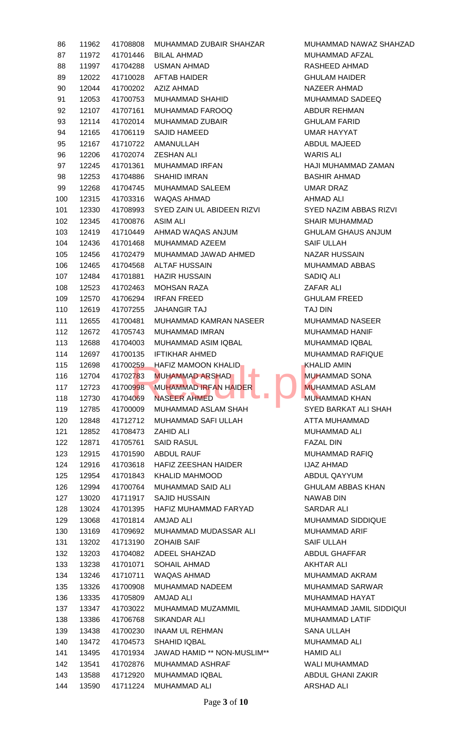| | | | | |
|---|---|---|---|---|
| 86 | 11962 | 41708808 | MUHAMMAD ZUBAIR SHAHZAR | MUHAMMAD NAWAZ SHAHZAD |
| 87 | 11972 | 41701446 | BILAL AHMAD | MUHAMMAD AFZAL |
| 88 | 11997 | 41704288 | USMAN AHMAD | RASHEED AHMAD |
| 89 | 12022 | 41710028 | AFTAB HAIDER | GHULAM HAIDER |
| 90 | 12044 | 41700202 | AZIZ AHMAD | NAZEER AHMAD |
| 91 | 12053 | 41700753 | MUHAMMAD SHAHID | MUHAMMAD SADEEQ |
| 92 | 12107 | 41707161 | MUHAMMAD FAROOQ | ABDUR REHMAN |
| 93 | 12114 | 41702014 | MUHAMMAD ZUBAIR | GHULAM FARID |
| 94 | 12165 | 41706119 | SAJID HAMEED | UMAR HAYYAT |
| 95 | 12167 | 41710722 | AMANULLAH | ABDUL MAJEED |
| 96 | 12206 | 41702074 | ZESHAN ALI | WARIS ALI |
| 97 | 12245 | 41701361 | MUHAMMAD IRFAN | HAJI MUHAMMAD ZAMAN |
| 98 | 12253 | 41704886 | SHAHID IMRAN | BASHIR AHMAD |
| 99 | 12268 | 41704745 | MUHAMMAD SALEEM | UMAR DRAZ |
| 100 | 12315 | 41703316 | WAQAS AHMAD | AHMAD ALI |
| 101 | 12330 | 41708993 | SYED ZAIN UL ABIDEEN RIZVI | SYED NAZIM ABBAS RIZVI |
| 102 | 12345 | 41700876 | ASIM ALI | SHAIR MUHAMMAD |
| 103 | 12419 | 41710449 | AHMAD WAQAS ANJUM | GHULAM GHAUS ANJUM |
| 104 | 12436 | 41701468 | MUHAMMAD AZEEM | SAIF ULLAH |
| 105 | 12456 | 41702479 | MUHAMMAD JAWAD AHMED | NAZAR HUSSAIN |
| 106 | 12465 | 41704568 | ALTAF HUSSAIN | MUHAMMAD ABBAS |
| 107 | 12484 | 41701881 | HAZIR HUSSAIN | SADIQ ALI |
| 108 | 12523 | 41702463 | MOHSAN RAZA | ZAFAR ALI |
| 109 | 12570 | 41706294 | IRFAN FREED | GHULAM FREED |
| 110 | 12619 | 41707255 | JAHANGIR TAJ | TAJ DIN |
| 111 | 12655 | 41700481 | MUHAMMAD KAMRAN NASEER | MUHAMMAD NASEER |
| 112 | 12672 | 41705743 | MUHAMMAD IMRAN | MUHAMMAD HANIF |
| 113 | 12688 | 41704003 | MUHAMMAD ASIM IQBAL | MUHAMMAD IQBAL |
| 114 | 12697 | 41700135 | IFTIKHAR AHMED | MUHAMMAD RAFIQUE |
| 115 | 12698 | 41700259 | HAFIZ MAMOON KHALID | KHALID AMIN |
| 116 | 12704 | 41702783 | MUHAMMAD ARSHAD | MUHAMMAD SONA |
| 117 | 12723 | 41700998 | MUHAMMAD IRFAN HAIDER | MUHAMMAD ASLAM |
| 118 | 12730 | 41704069 | NASEER AHMED | MUHAMMAD KHAN |
| 119 | 12785 | 41700009 | MUHAMMAD ASLAM SHAH | SYED BARKAT ALI SHAH |
| 120 | 12848 | 41712712 | MUHAMMAD SAFI ULLAH | ATTA MUHAMMAD |
| 121 | 12852 | 41708473 | ZAHID ALI | MUHAMMAD ALI |
| 122 | 12871 | 41705761 | SAID RASUL | FAZAL DIN |
| 123 | 12915 | 41701590 | ABDUL RAUF | MUHAMMAD RAFIQ |
| 124 | 12916 | 41703618 | HAFIZ ZEESHAN HAIDER | IJAZ AHMAD |
| 125 | 12954 | 41701843 | KHALID MAHMOOD | ABDUL QAYYUM |
| 126 | 12994 | 41700764 | MUHAMMAD SAID ALI | GHULAM ABBAS KHAN |
| 127 | 13020 | 41711917 | SAJID HUSSAIN | NAWAB DIN |
| 128 | 13024 | 41701395 | HAFIZ MUHAMMAD FARYAD | SARDAR ALI |
| 129 | 13068 | 41701814 | AMJAD ALI | MUHAMMAD SIDDIQUE |
| 130 | 13169 | 41709692 | MUHAMMAD MUDASSAR ALI | MUHAMMAD ARIF |
| 131 | 13202 | 41713190 | ZOHAIB SAIF | SAIF ULLAH |
| 132 | 13203 | 41704082 | ADEEL SHAHZAD | ABDUL GHAFFAR |
| 133 | 13238 | 41701071 | SOHAIL AHMAD | AKHTAR ALI |
| 134 | 13246 | 41710711 | WAQAS AHMAD | MUHAMMAD AKRAM |
| 135 | 13326 | 41700908 | MUHAMMAD NADEEM | MUHAMMAD SARWAR |
| 136 | 13335 | 41705809 | AMJAD ALI | MUHAMMAD HAYAT |
| 137 | 13347 | 41703022 | MUHAMMAD MUZAMMIL | MUHAMMAD JAMIL SIDDIQUI |
| 138 | 13386 | 41706768 | SIKANDAR ALI | MUHAMMAD LATIF |
| 139 | 13438 | 41700230 | INAAM UL REHMAN | SANA ULLAH |
| 140 | 13472 | 41704573 | SHAHID IQBAL | MUHAMMAD ALI |
| 141 | 13495 | 41701934 | JAWAD HAMID ** NON-MUSLIM** | HAMID ALI |
| 142 | 13541 | 41702876 | MUHAMMAD ASHRAF | WALI MUHAMMAD |
| 143 | 13588 | 41712920 | MUHAMMAD IQBAL | ABDUL GHANI ZAKIR |
| 144 | 13590 | 41711224 | MUHAMMAD ALI | ARSHAD ALI |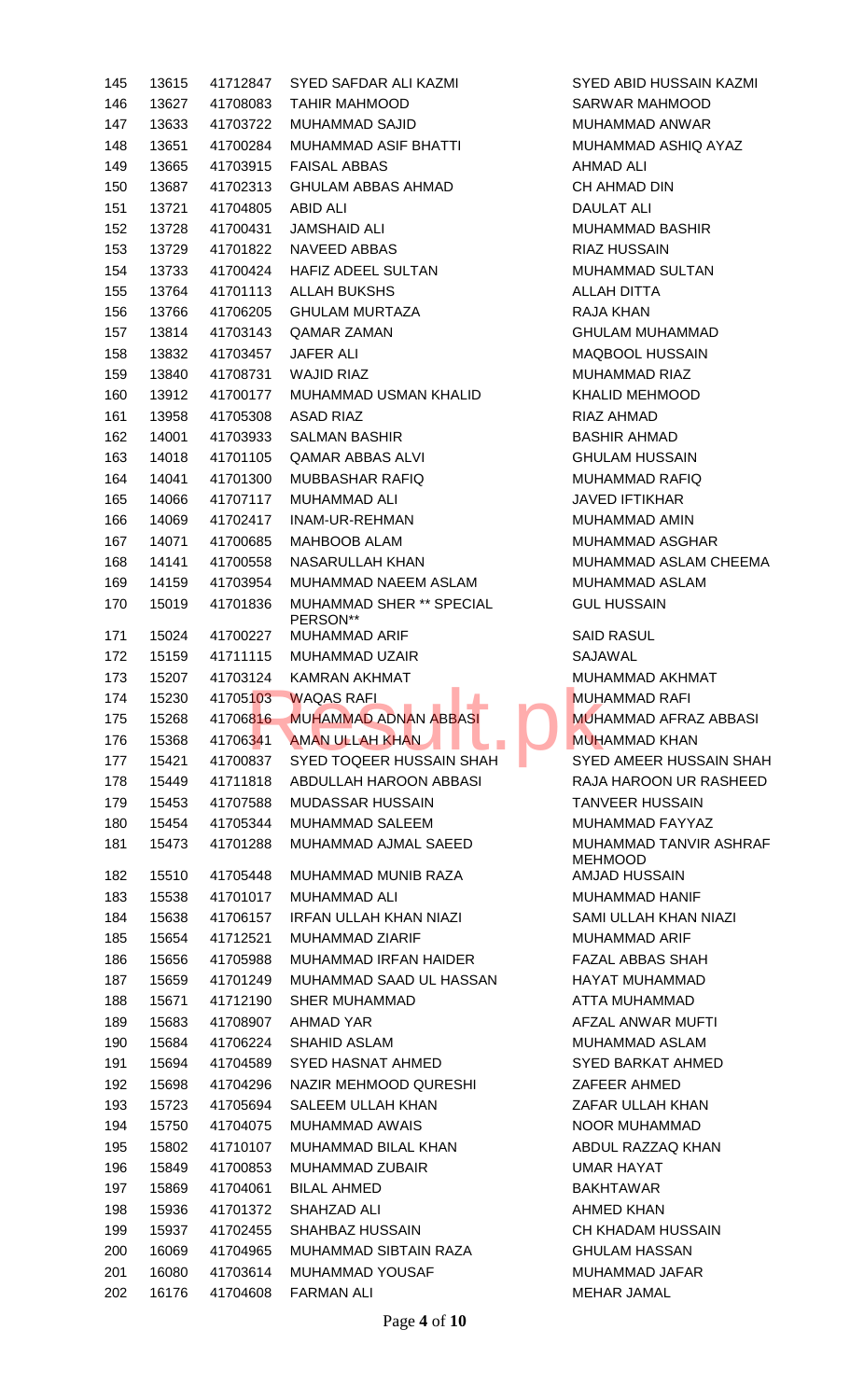| | | | | |
|---|---|---|---|---|
| 145 | 13615 | 41712847 | SYED SAFDAR ALI KAZMI | SYED ABID HUSSAIN KAZMI |
| 146 | 13627 | 41708083 | TAHIR MAHMOOD | SARWAR MAHMOOD |
| 147 | 13633 | 41703722 | MUHAMMAD SAJID | MUHAMMAD ANWAR |
| 148 | 13651 | 41700284 | MUHAMMAD ASIF BHATTI | MUHAMMAD ASHIQ AYAZ |
| 149 | 13665 | 41703915 | FAISAL ABBAS | AHMAD ALI |
| 150 | 13687 | 41702313 | GHULAM ABBAS AHMAD | CH AHMAD DIN |
| 151 | 13721 | 41704805 | ABID ALI | DAULAT ALI |
| 152 | 13728 | 41700431 | JAMSHAID ALI | MUHAMMAD BASHIR |
| 153 | 13729 | 41701822 | NAVEED ABBAS | RIAZ HUSSAIN |
| 154 | 13733 | 41700424 | HAFIZ ADEEL SULTAN | MUHAMMAD SULTAN |
| 155 | 13764 | 41701113 | ALLAH BUKSHS | ALLAH DITTA |
| 156 | 13766 | 41706205 | GHULAM MURTAZA | RAJA KHAN |
| 157 | 13814 | 41703143 | QAMAR ZAMAN | GHULAM MUHAMMAD |
| 158 | 13832 | 41703457 | JAFER ALI | MAQBOOL HUSSAIN |
| 159 | 13840 | 41708731 | WAJID RIAZ | MUHAMMAD RIAZ |
| 160 | 13912 | 41700177 | MUHAMMAD USMAN KHALID | KHALID MEHMOOD |
| 161 | 13958 | 41705308 | ASAD RIAZ | RIAZ AHMAD |
| 162 | 14001 | 41703933 | SALMAN BASHIR | BASHIR AHMAD |
| 163 | 14018 | 41701105 | QAMAR ABBAS ALVI | GHULAM HUSSAIN |
| 164 | 14041 | 41701300 | MUBBASHAR RAFIQ | MUHAMMAD RAFIQ |
| 165 | 14066 | 41707117 | MUHAMMAD ALI | JAVED IFTIKHAR |
| 166 | 14069 | 41702417 | INAM-UR-REHMAN | MUHAMMAD AMIN |
| 167 | 14071 | 41700685 | MAHBOOB ALAM | MUHAMMAD ASGHAR |
| 168 | 14141 | 41700558 | NASARULLAH KHAN | MUHAMMAD ASLAM CHEEMA |
| 169 | 14159 | 41703954 | MUHAMMAD NAEEM ASLAM | MUHAMMAD ASLAM |
| 170 | 15019 | 41701836 | MUHAMMAD SHER ** SPECIAL PERSON** | GUL HUSSAIN |
| 171 | 15024 | 41700227 | MUHAMMAD ARIF | SAID RASUL |
| 172 | 15159 | 41711115 | MUHAMMAD UZAIR | SAJAWAL |
| 173 | 15207 | 41703124 | KAMRAN AKHMAT | MUHAMMAD AKHMAT |
| 174 | 15230 | 41705103 | WAQAS RAFI | MUHAMMAD RAFI |
| 175 | 15268 | 41706816 | MUHAMMAD ADNAN ABBASI | MUHAMMAD AFRAZ ABBASI |
| 176 | 15368 | 41706341 | AMAN ULLAH KHAN | MUHAMMAD KHAN |
| 177 | 15421 | 41700837 | SYED TOQEER HUSSAIN SHAH | SYED AMEER HUSSAIN SHAH |
| 178 | 15449 | 41711818 | ABDULLAH HAROON ABBASI | RAJA HAROON UR RASHEED |
| 179 | 15453 | 41707588 | MUDASSAR HUSSAIN | TANVEER HUSSAIN |
| 180 | 15454 | 41705344 | MUHAMMAD SALEEM | MUHAMMAD FAYYAZ |
| 181 | 15473 | 41701288 | MUHAMMAD AJMAL SAEED | MUHAMMAD TANVIR ASHRAF MEHMOOD |
| 182 | 15510 | 41705448 | MUHAMMAD MUNIB RAZA | AMJAD HUSSAIN |
| 183 | 15538 | 41701017 | MUHAMMAD ALI | MUHAMMAD HANIF |
| 184 | 15638 | 41706157 | IRFAN ULLAH KHAN NIAZI | SAMI ULLAH KHAN NIAZI |
| 185 | 15654 | 41712521 | MUHAMMAD ZIARIF | MUHAMMAD ARIF |
| 186 | 15656 | 41705988 | MUHAMMAD IRFAN HAIDER | FAZAL ABBAS SHAH |
| 187 | 15659 | 41701249 | MUHAMMAD SAAD UL HASSAN | HAYAT MUHAMMAD |
| 188 | 15671 | 41712190 | SHER MUHAMMAD | ATTA MUHAMMAD |
| 189 | 15683 | 41708907 | AHMAD YAR | AFZAL ANWAR MUFTI |
| 190 | 15684 | 41706224 | SHAHID ASLAM | MUHAMMAD ASLAM |
| 191 | 15694 | 41704589 | SYED HASNAT AHMED | SYED BARKAT AHMED |
| 192 | 15698 | 41704296 | NAZIR MEHMOOD QURESHI | ZAFEER AHMED |
| 193 | 15723 | 41705694 | SALEEM ULLAH KHAN | ZAFAR ULLAH KHAN |
| 194 | 15750 | 41704075 | MUHAMMAD AWAIS | NOOR MUHAMMAD |
| 195 | 15802 | 41710107 | MUHAMMAD BILAL KHAN | ABDUL RAZZAQ KHAN |
| 196 | 15849 | 41700853 | MUHAMMAD ZUBAIR | UMAR HAYAT |
| 197 | 15869 | 41704061 | BILAL AHMED | BAKHTAWAR |
| 198 | 15936 | 41701372 | SHAHZAD ALI | AHMED KHAN |
| 199 | 15937 | 41702455 | SHAHBAZ HUSSAIN | CH KHADAM HUSSAIN |
| 200 | 16069 | 41704965 | MUHAMMAD SIBTAIN RAZA | GHULAM HASSAN |
| 201 | 16080 | 41703614 | MUHAMMAD YOUSAF | MUHAMMAD JAFAR |
| 202 | 16176 | 41704608 | FARMAN ALI | MEHAR JAMAL |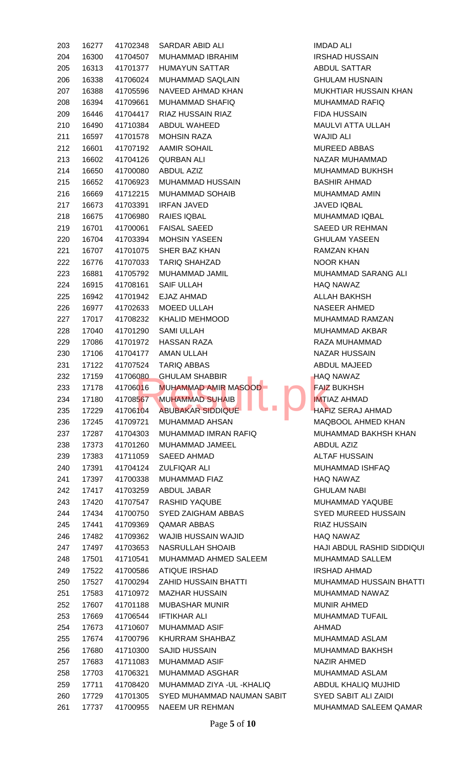| | | | | |
|---|---|---|---|---|
| 203 | 16277 | 41702348 | SARDAR ABID ALI | IMDAD ALI |
| 204 | 16300 | 41704507 | MUHAMMAD IBRAHIM | IRSHAD HUSSAIN |
| 205 | 16313 | 41701377 | HUMAYUN SATTAR | ABDUL SATTAR |
| 206 | 16338 | 41706024 | MUHAMMAD SAQLAIN | GHULAM HUSNAIN |
| 207 | 16388 | 41705596 | NAVEED AHMAD KHAN | MUKHTIAR HUSSAIN KHAN |
| 208 | 16394 | 41709661 | MUHAMMAD SHAFIQ | MUHAMMAD RAFIQ |
| 209 | 16446 | 41704417 | RIAZ HUSSAIN RIAZ | FIDA HUSSAIN |
| 210 | 16490 | 41710384 | ABDUL WAHEED | MAULVI ATTA ULLAH |
| 211 | 16597 | 41701578 | MOHSIN RAZA | WAJID ALI |
| 212 | 16601 | 41707192 | AAMIR SOHAIL | MUREED ABBAS |
| 213 | 16602 | 41704126 | QURBAN ALI | NAZAR MUHAMMAD |
| 214 | 16650 | 41700080 | ABDUL AZIZ | MUHAMMAD BUKHSH |
| 215 | 16652 | 41706923 | MUHAMMAD HUSSAIN | BASHIR AHMAD |
| 216 | 16669 | 41712215 | MUHAMMAD SOHAIB | MUHAMMAD AMIN |
| 217 | 16673 | 41703391 | IRFAN JAVED | JAVED IQBAL |
| 218 | 16675 | 41706980 | RAIES IQBAL | MUHAMMAD IQBAL |
| 219 | 16701 | 41700061 | FAISAL SAEED | SAEED UR REHMAN |
| 220 | 16704 | 41703394 | MOHSIN YASEEN | GHULAM YASEEN |
| 221 | 16707 | 41701075 | SHER BAZ KHAN | RAMZAN KHAN |
| 222 | 16776 | 41707033 | TARIQ SHAHZAD | NOOR KHAN |
| 223 | 16881 | 41705792 | MUHAMMAD JAMIL | MUHAMMAD SARANG ALI |
| 224 | 16915 | 41708161 | SAIF ULLAH | HAQ NAWAZ |
| 225 | 16942 | 41701942 | EJAZ AHMAD | ALLAH BAKHSH |
| 226 | 16977 | 41702633 | MOEED ULLAH | NASEER AHMED |
| 227 | 17017 | 41708232 | KHALID MEHMOOD | MUHAMMAD RAMZAN |
| 228 | 17040 | 41701290 | SAMI ULLAH | MUHAMMAD AKBAR |
| 229 | 17086 | 41701972 | HASSAN RAZA | RAZA MUHAMMAD |
| 230 | 17106 | 41704177 | AMAN ULLAH | NAZAR HUSSAIN |
| 231 | 17122 | 41707524 | TARIQ ABBAS | ABDUL MAJEED |
| 232 | 17159 | 41706080 | GHULAM SHABBIR | HAQ NAWAZ |
| 233 | 17178 | 41706016 | MUHAMMAD AMIR MASOOD | FAIZ BUKHSH |
| 234 | 17180 | 41708567 | MUHAMMAD SUHAIB | IMTIAZ AHMAD |
| 235 | 17229 | 41706104 | ABUBAKAR SIDDIQUE | HAFIZ SERAJ AHMAD |
| 236 | 17245 | 41709721 | MUHAMMAD AHSAN | MAQBOOL AHMED KHAN |
| 237 | 17287 | 41704303 | MUHAMMAD IMRAN RAFIQ | MUHAMMAD BAKHSH KHAN |
| 238 | 17373 | 41701260 | MUHAMMAD JAMEEL | ABDUL AZIZ |
| 239 | 17383 | 41711059 | SAEED AHMAD | ALTAF HUSSAIN |
| 240 | 17391 | 41704124 | ZULFIQAR ALI | MUHAMMAD ISHFAQ |
| 241 | 17397 | 41700338 | MUHAMMAD FIAZ | HAQ NAWAZ |
| 242 | 17417 | 41703259 | ABDUL JABAR | GHULAM NABI |
| 243 | 17420 | 41707547 | RASHID YAQUBE | MUHAMMAD YAQUBE |
| 244 | 17434 | 41700750 | SYED ZAIGHAM ABBAS | SYED MUREED HUSSAIN |
| 245 | 17441 | 41709369 | QAMAR ABBAS | RIAZ HUSSAIN |
| 246 | 17482 | 41709362 | WAJIB HUSSAIN WAJID | HAQ NAWAZ |
| 247 | 17497 | 41703653 | NASRULLAH SHOAIB | HAJI ABDUL RASHID SIDDIQUI |
| 248 | 17501 | 41710541 | MUHAMMAD AHMED SALEEM | MUHAMMAD SALLEM |
| 249 | 17522 | 41700586 | ATIQUE IRSHAD | IRSHAD AHMAD |
| 250 | 17527 | 41700294 | ZAHID HUSSAIN BHATTI | MUHAMMAD HUSSAIN BHATTI |
| 251 | 17583 | 41710972 | MAZHAR HUSSAIN | MUHAMMAD NAWAZ |
| 252 | 17607 | 41701188 | MUBASHAR MUNIR | MUNIR AHMED |
| 253 | 17669 | 41706544 | IFTIKHAR ALI | MUHAMMAD TUFAIL |
| 254 | 17673 | 41710607 | MUHAMMAD ASIF | AHMAD |
| 255 | 17674 | 41700796 | KHURRAM SHAHBAZ | MUHAMMAD ASLAM |
| 256 | 17680 | 41710300 | SAJID HUSSAIN | MUHAMMAD BAKHSH |
| 257 | 17683 | 41711083 | MUHAMMAD ASIF | NAZIR AHMED |
| 258 | 17703 | 41706321 | MUHAMMAD ASGHAR | MUHAMMAD ASLAM |
| 259 | 17711 | 41708420 | MUHAMMAD ZIYA -UL -KHALIQ | ABDUL KHALIQ MUJHID |
| 260 | 17729 | 41701305 | SYED MUHAMMAD NAUMAN SABIT | SYED SABIT ALI ZAIDI |
| 261 | 17737 | 41700955 | NAEEM UR REHMAN | MUHAMMAD SALEEM QAMAR |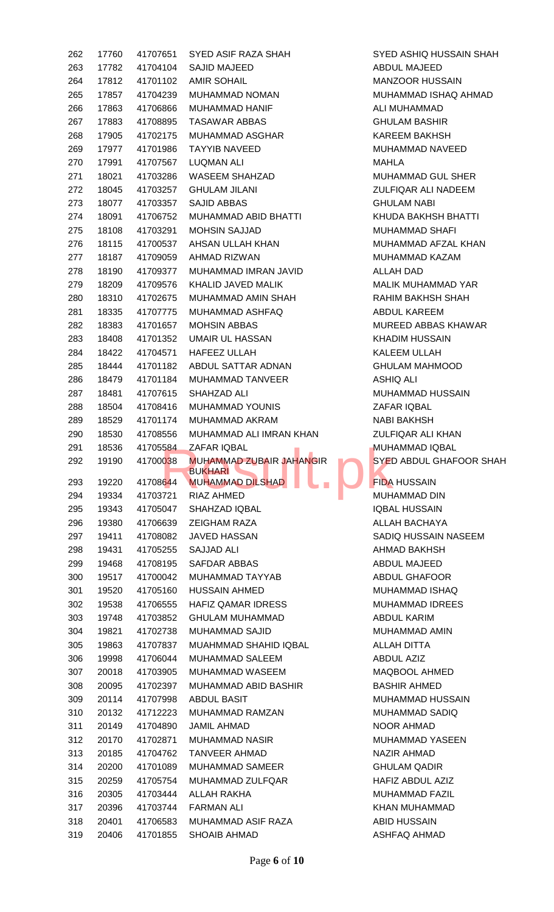| | | | | |
|---|---|---|---|---|
| 262 | 17760 | 41707651 | SYED ASIF RAZA SHAH | SYED ASHIQ HUSSAIN SHAH |
| 263 | 17782 | 41704104 | SAJID MAJEED | ABDUL MAJEED |
| 264 | 17812 | 41701102 | AMIR SOHAIL | MANZOOR HUSSAIN |
| 265 | 17857 | 41704239 | MUHAMMAD NOMAN | MUHAMMAD ISHAQ AHMAD |
| 266 | 17863 | 41706866 | MUHAMMAD HANIF | ALI MUHAMMAD |
| 267 | 17883 | 41708895 | TASAWAR ABBAS | GHULAM BASHIR |
| 268 | 17905 | 41702175 | MUHAMMAD ASGHAR | KAREEM BAKHSH |
| 269 | 17977 | 41701986 | TAYYIB NAVEED | MUHAMMAD NAVEED |
| 270 | 17991 | 41707567 | LUQMAN ALI | MAHLA |
| 271 | 18021 | 41703286 | WASEEM SHAHZAD | MUHAMMAD GUL SHER |
| 272 | 18045 | 41703257 | GHULAM JILANI | ZULFIQAR ALI NADEEM |
| 273 | 18077 | 41703357 | SAJID ABBAS | GHULAM NABI |
| 274 | 18091 | 41706752 | MUHAMMAD ABID BHATTI | KHUDA BAKHSH BHATTI |
| 275 | 18108 | 41703291 | MOHSIN SAJJAD | MUHAMMAD SHAFI |
| 276 | 18115 | 41700537 | AHSAN ULLAH KHAN | MUHAMMAD AFZAL KHAN |
| 277 | 18187 | 41709059 | AHMAD RIZWAN | MUHAMMAD KAZAM |
| 278 | 18190 | 41709377 | MUHAMMAD IMRAN JAVID | ALLAH DAD |
| 279 | 18209 | 41709576 | KHALID JAVED MALIK | MALIK MUHAMMAD YAR |
| 280 | 18310 | 41702675 | MUHAMMAD AMIN SHAH | RAHIM BAKHSH SHAH |
| 281 | 18335 | 41707775 | MUHAMMAD ASHFAQ | ABDUL KAREEM |
| 282 | 18383 | 41701657 | MOHSIN ABBAS | MUREED ABBAS KHAWAR |
| 283 | 18408 | 41701352 | UMAIR UL HASSAN | KHADIM HUSSAIN |
| 284 | 18422 | 41704571 | HAFEEZ ULLAH | KALEEM ULLAH |
| 285 | 18444 | 41701182 | ABDUL SATTAR ADNAN | GHULAM MAHMOOD |
| 286 | 18479 | 41701184 | MUHAMMAD TANVEER | ASHIQ ALI |
| 287 | 18481 | 41707615 | SHAHZAD ALI | MUHAMMAD HUSSAIN |
| 288 | 18504 | 41708416 | MUHAMMAD YOUNIS | ZAFAR IQBAL |
| 289 | 18529 | 41701174 | MUHAMMAD AKRAM | NABI BAKHSH |
| 290 | 18530 | 41708556 | MUHAMMAD ALI IMRAN KHAN | ZULFIQAR ALI KHAN |
| 291 | 18536 | 41705584 | ZAFAR IQBAL | MUHAMMAD IQBAL |
| 292 | 19190 | 41700038 | MUHAMMAD ZUBAIR JAHANGIR BUKHARI | SYED ABDUL GHAFOOR SHAH |
| 293 | 19220 | 41708644 | MUHAMMAD DILSHAD | FIDA HUSSAIN |
| 294 | 19334 | 41703721 | RIAZ AHMED | MUHAMMAD DIN |
| 295 | 19343 | 41705047 | SHAHZAD IQBAL | IQBAL HUSSAIN |
| 296 | 19380 | 41706639 | ZEIGHAM RAZA | ALLAH BACHAYA |
| 297 | 19411 | 41708082 | JAVED HASSAN | SADIQ HUSSAIN NASEEM |
| 298 | 19431 | 41705255 | SAJJAD ALI | AHMAD BAKHSH |
| 299 | 19468 | 41708195 | SAFDAR ABBAS | ABDUL MAJEED |
| 300 | 19517 | 41700042 | MUHAMMAD TAYYAB | ABDUL GHAFOOR |
| 301 | 19520 | 41705160 | HUSSAIN AHMED | MUHAMMAD ISHAQ |
| 302 | 19538 | 41706555 | HAFIZ QAMAR IDRESS | MUHAMMAD IDREES |
| 303 | 19748 | 41703852 | GHULAM MUHAMMAD | ABDUL KARIM |
| 304 | 19821 | 41702738 | MUHAMMAD SAJID | MUHAMMAD AMIN |
| 305 | 19863 | 41707837 | MUAHMMAD SHAHID IQBAL | ALLAH DITTA |
| 306 | 19998 | 41706044 | MUHAMMAD SALEEM | ABDUL AZIZ |
| 307 | 20018 | 41703905 | MUHAMMAD WASEEM | MAQBOOL AHMED |
| 308 | 20095 | 41702397 | MUHAMMAD ABID BASHIR | BASHIR AHMED |
| 309 | 20114 | 41707998 | ABDUL BASIT | MUHAMMAD HUSSAIN |
| 310 | 20132 | 41712223 | MUHAMMAD RAMZAN | MUHAMMAD SADIQ |
| 311 | 20149 | 41704890 | JAMIL AHMAD | NOOR AHMAD |
| 312 | 20170 | 41702871 | MUHAMMAD NASIR | MUHAMMAD YASEEN |
| 313 | 20185 | 41704762 | TANVEER AHMAD | NAZIR AHMAD |
| 314 | 20200 | 41701089 | MUHAMMAD SAMEER | GHULAM QADIR |
| 315 | 20259 | 41705754 | MUHAMMAD ZULFQAR | HAFIZ ABDUL AZIZ |
| 316 | 20305 | 41703444 | ALLAH RAKHA | MUHAMMAD FAZIL |
| 317 | 20396 | 41703744 | FARMAN ALI | KHAN MUHAMMAD |
| 318 | 20401 | 41706583 | MUHAMMAD ASIF RAZA | ABID HUSSAIN |
| 319 | 20406 | 41701855 | SHOAIB AHMAD | ASHFAQ AHMAD |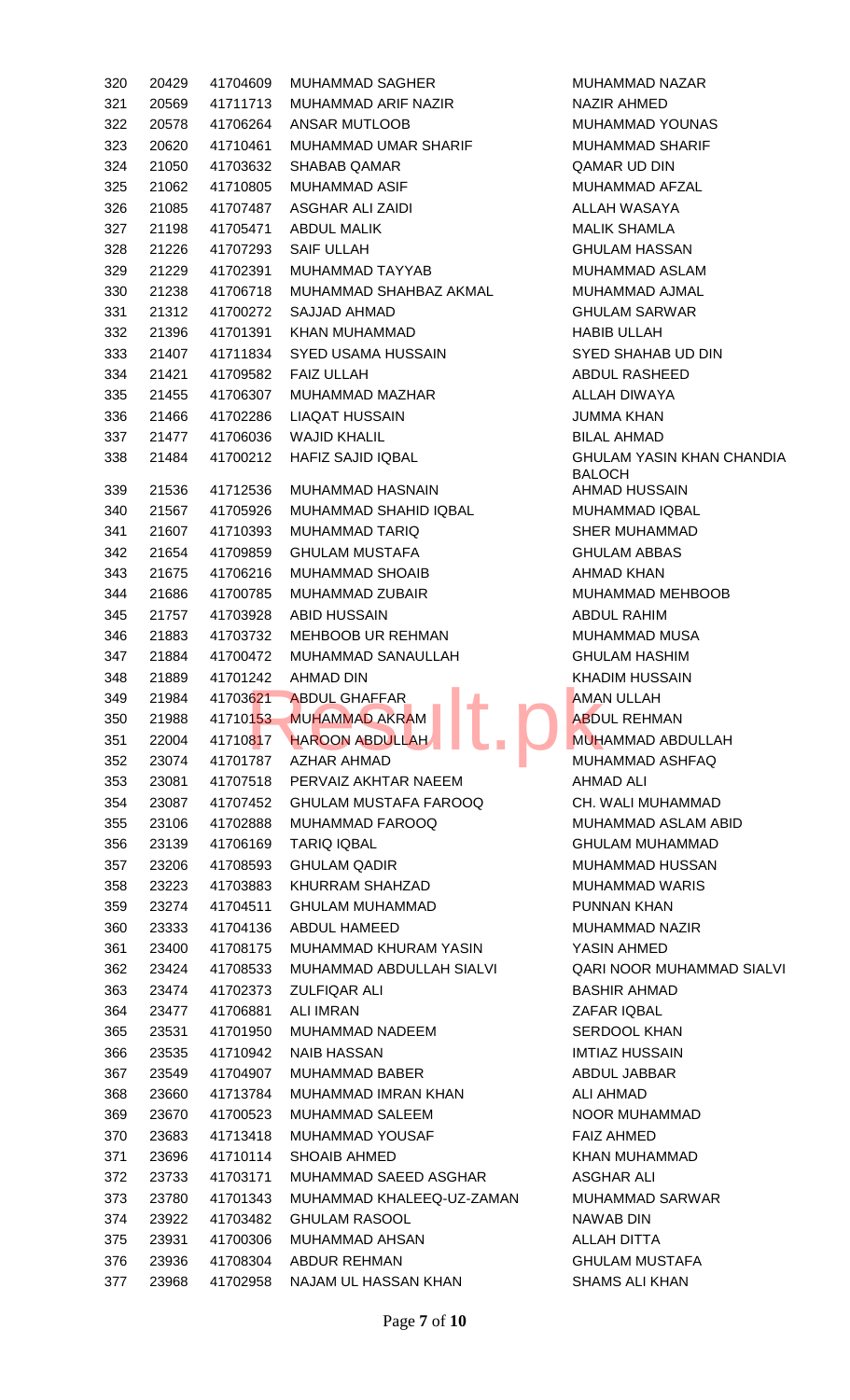| | | | | |
|---|---|---|---|---|
| 320 | 20429 | 41704609 | MUHAMMAD SAGHER | MUHAMMAD NAZAR |
| 321 | 20569 | 41711713 | MUHAMMAD ARIF NAZIR | NAZIR AHMED |
| 322 | 20578 | 41706264 | ANSAR MUTLOOB | MUHAMMAD YOUNAS |
| 323 | 20620 | 41710461 | MUHAMMAD UMAR SHARIF | MUHAMMAD SHARIF |
| 324 | 21050 | 41703632 | SHABAB QAMAR | QAMAR UD DIN |
| 325 | 21062 | 41710805 | MUHAMMAD ASIF | MUHAMMAD AFZAL |
| 326 | 21085 | 41707487 | ASGHAR ALI ZAIDI | ALLAH WASAYA |
| 327 | 21198 | 41705471 | ABDUL MALIK | MALIK SHAMLA |
| 328 | 21226 | 41707293 | SAIF ULLAH | GHULAM HASSAN |
| 329 | 21229 | 41702391 | MUHAMMAD TAYYAB | MUHAMMAD ASLAM |
| 330 | 21238 | 41706718 | MUHAMMAD SHAHBAZ AKMAL | MUHAMMAD AJMAL |
| 331 | 21312 | 41700272 | SAJJAD AHMAD | GHULAM SARWAR |
| 332 | 21396 | 41701391 | KHAN MUHAMMAD | HABIB ULLAH |
| 333 | 21407 | 41711834 | SYED USAMA HUSSAIN | SYED SHAHAB UD DIN |
| 334 | 21421 | 41709582 | FAIZ ULLAH | ABDUL RASHEED |
| 335 | 21455 | 41706307 | MUHAMMAD MAZHAR | ALLAH DIWAYA |
| 336 | 21466 | 41702286 | LIAQAT HUSSAIN | JUMMA KHAN |
| 337 | 21477 | 41706036 | WAJID KHALIL | BILAL AHMAD |
| 338 | 21484 | 41700212 | HAFIZ SAJID IQBAL | GHULAM YASIN KHAN CHANDIA BALOCH |
| 339 | 21536 | 41712536 | MUHAMMAD HASNAIN | AHMAD HUSSAIN |
| 340 | 21567 | 41705926 | MUHAMMAD SHAHID IQBAL | MUHAMMAD IQBAL |
| 341 | 21607 | 41710393 | MUHAMMAD TARIQ | SHER MUHAMMAD |
| 342 | 21654 | 41709859 | GHULAM MUSTAFA | GHULAM ABBAS |
| 343 | 21675 | 41706216 | MUHAMMAD SHOAIB | AHMAD KHAN |
| 344 | 21686 | 41700785 | MUHAMMAD ZUBAIR | MUHAMMAD MEHBOOB |
| 345 | 21757 | 41703928 | ABID HUSSAIN | ABDUL RAHIM |
| 346 | 21883 | 41703732 | MEHBOOB UR REHMAN | MUHAMMAD MUSA |
| 347 | 21884 | 41700472 | MUHAMMAD SANAULLAH | GHULAM HASHIM |
| 348 | 21889 | 41701242 | AHMAD DIN | KHADIM HUSSAIN |
| 349 | 21984 | 41703621 | ABDUL GHAFFAR | AMAN ULLAH |
| 350 | 21988 | 41710153 | MUHAMMAD AKRAM | ABDUL REHMAN |
| 351 | 22004 | 41710817 | HAROON ABDULLAH | MUHAMMAD ABDULLAH |
| 352 | 23074 | 41701787 | AZHAR AHMAD | MUHAMMAD ASHFAQ |
| 353 | 23081 | 41707518 | PERVAIZ AKHTAR NAEEM | AHMAD ALI |
| 354 | 23087 | 41707452 | GHULAM MUSTAFA FAROOQ | CH. WALI MUHAMMAD |
| 355 | 23106 | 41702888 | MUHAMMAD FAROOQ | MUHAMMAD ASLAM ABID |
| 356 | 23139 | 41706169 | TARIQ IQBAL | GHULAM MUHAMMAD |
| 357 | 23206 | 41708593 | GHULAM QADIR | MUHAMMAD HUSSAN |
| 358 | 23223 | 41703883 | KHURRAM SHAHZAD | MUHAMMAD WARIS |
| 359 | 23274 | 41704511 | GHULAM MUHAMMAD | PUNNAN KHAN |
| 360 | 23333 | 41704136 | ABDUL HAMEED | MUHAMMAD NAZIR |
| 361 | 23400 | 41708175 | MUHAMMAD KHURAM YASIN | YASIN AHMED |
| 362 | 23424 | 41708533 | MUHAMMAD ABDULLAH SIALVI | QARI NOOR MUHAMMAD SIALVI |
| 363 | 23474 | 41702373 | ZULFIQAR ALI | BASHIR AHMAD |
| 364 | 23477 | 41706881 | ALI IMRAN | ZAFAR IQBAL |
| 365 | 23531 | 41701950 | MUHAMMAD NADEEM | SERDOOL KHAN |
| 366 | 23535 | 41710942 | NAIB HASSAN | IMTIAZ HUSSAIN |
| 367 | 23549 | 41704907 | MUHAMMAD BABER | ABDUL JABBAR |
| 368 | 23660 | 41713784 | MUHAMMAD IMRAN KHAN | ALI AHMAD |
| 369 | 23670 | 41700523 | MUHAMMAD SALEEM | NOOR MUHAMMAD |
| 370 | 23683 | 41713418 | MUHAMMAD YOUSAF | FAIZ AHMED |
| 371 | 23696 | 41710114 | SHOAIB AHMED | KHAN MUHAMMAD |
| 372 | 23733 | 41703171 | MUHAMMAD SAEED ASGHAR | ASGHAR ALI |
| 373 | 23780 | 41701343 | MUHAMMAD KHALEEQ-UZ-ZAMAN | MUHAMMAD SARWAR |
| 374 | 23922 | 41703482 | GHULAM RASOOL | NAWAB DIN |
| 375 | 23931 | 41700306 | MUHAMMAD AHSAN | ALLAH DITTA |
| 376 | 23936 | 41708304 | ABDUR REHMAN | GHULAM MUSTAFA |
| 377 | 23968 | 41702958 | NAJAM UL HASSAN KHAN | SHAMS ALI KHAN |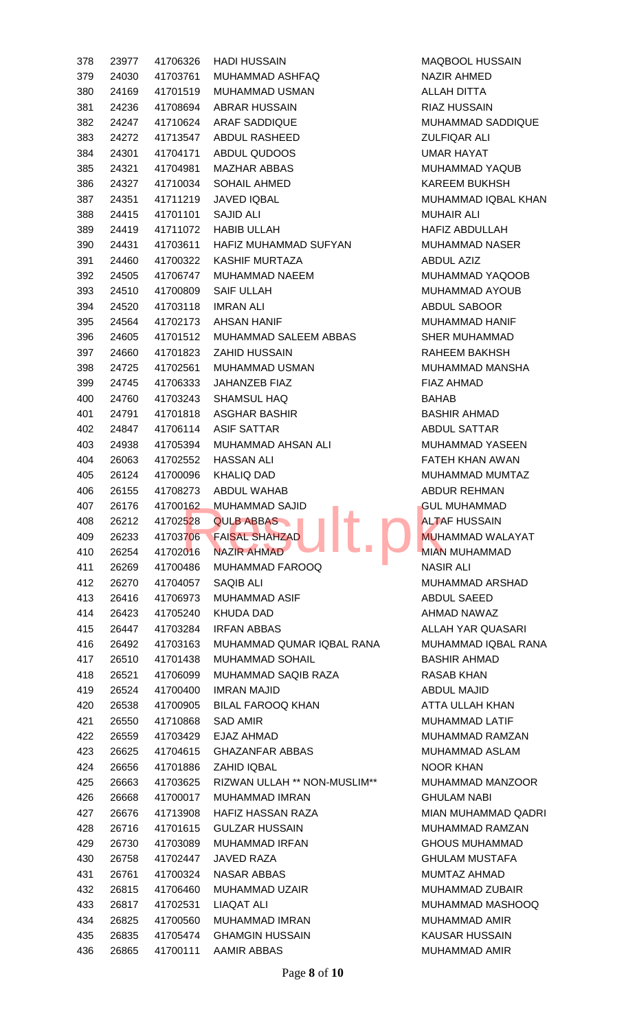| | | | | |
|---|---|---|---|---|
| 378 | 23977 | 41706326 | HADI HUSSAIN | MAQBOOL HUSSAIN |
| 379 | 24030 | 41703761 | MUHAMMAD ASHFAQ | NAZIR AHMED |
| 380 | 24169 | 41701519 | MUHAMMAD USMAN | ALLAH DITTA |
| 381 | 24236 | 41708694 | ABRAR HUSSAIN | RIAZ HUSSAIN |
| 382 | 24247 | 41710624 | ARAF SADDIQUE | MUHAMMAD SADDIQUE |
| 383 | 24272 | 41713547 | ABDUL RASHEED | ZULFIQAR ALI |
| 384 | 24301 | 41704171 | ABDUL QUDOOS | UMAR HAYAT |
| 385 | 24321 | 41704981 | MAZHAR ABBAS | MUHAMMAD YAQUB |
| 386 | 24327 | 41710034 | SOHAIL AHMED | KAREEM BUKHSH |
| 387 | 24351 | 41711219 | JAVED IQBAL | MUHAMMAD IQBAL KHAN |
| 388 | 24415 | 41701101 | SAJID ALI | MUHAIR ALI |
| 389 | 24419 | 41711072 | HABIB ULLAH | HAFIZ ABDULLAH |
| 390 | 24431 | 41703611 | HAFIZ MUHAMMAD SUFYAN | MUHAMMAD NASER |
| 391 | 24460 | 41700322 | KASHIF MURTAZA | ABDUL AZIZ |
| 392 | 24505 | 41706747 | MUHAMMAD NAEEM | MUHAMMAD YAQOOB |
| 393 | 24510 | 41700809 | SAIF ULLAH | MUHAMMAD AYOUB |
| 394 | 24520 | 41703118 | IMRAN ALI | ABDUL SABOOR |
| 395 | 24564 | 41702173 | AHSAN HANIF | MUHAMMAD HANIF |
| 396 | 24605 | 41701512 | MUHAMMAD SALEEM ABBAS | SHER MUHAMMAD |
| 397 | 24660 | 41701823 | ZAHID HUSSAIN | RAHEEM BAKHSH |
| 398 | 24725 | 41702561 | MUHAMMAD USMAN | MUHAMMAD MANSHA |
| 399 | 24745 | 41706333 | JAHANZEB FIAZ | FIAZ AHMAD |
| 400 | 24760 | 41703243 | SHAMSUL HAQ | BAHAB |
| 401 | 24791 | 41701818 | ASGHAR BASHIR | BASHIR AHMAD |
| 402 | 24847 | 41706114 | ASIF SATTAR | ABDUL SATTAR |
| 403 | 24938 | 41705394 | MUHAMMAD AHSAN ALI | MUHAMMAD YASEEN |
| 404 | 26063 | 41702552 | HASSAN ALI | FATEH KHAN AWAN |
| 405 | 26124 | 41700096 | KHALIQ DAD | MUHAMMAD MUMTAZ |
| 406 | 26155 | 41708273 | ABDUL WAHAB | ABDUR REHMAN |
| 407 | 26176 | 41700162 | MUHAMMAD SAJID | GUL MUHAMMAD |
| 408 | 26212 | 41702528 | QULB ABBAS | ALTAF HUSSAIN |
| 409 | 26233 | 41703706 | FAISAL SHAHZAD | MUHAMMAD WALAYAT |
| 410 | 26254 | 41702016 | NAZIR AHMAD | MIAN MUHAMMAD |
| 411 | 26269 | 41700486 | MUHAMMAD FAROOQ | NASIR ALI |
| 412 | 26270 | 41704057 | SAQIB ALI | MUHAMMAD ARSHAD |
| 413 | 26416 | 41706973 | MUHAMMAD ASIF | ABDUL SAEED |
| 414 | 26423 | 41705240 | KHUDA DAD | AHMAD NAWAZ |
| 415 | 26447 | 41703284 | IRFAN ABBAS | ALLAH YAR QUASARI |
| 416 | 26492 | 41703163 | MUHAMMAD QUMAR IQBAL RANA | MUHAMMAD IQBAL RANA |
| 417 | 26510 | 41701438 | MUHAMMAD SOHAIL | BASHIR AHMAD |
| 418 | 26521 | 41706099 | MUHAMMAD SAQIB RAZA | RASAB KHAN |
| 419 | 26524 | 41700400 | IMRAN MAJID | ABDUL MAJID |
| 420 | 26538 | 41700905 | BILAL FAROOQ KHAN | ATTA ULLAH KHAN |
| 421 | 26550 | 41710868 | SAD AMIR | MUHAMMAD LATIF |
| 422 | 26559 | 41703429 | EJAZ AHMAD | MUHAMMAD RAMZAN |
| 423 | 26625 | 41704615 | GHAZANFAR ABBAS | MUHAMMAD ASLAM |
| 424 | 26656 | 41701886 | ZAHID IQBAL | NOOR KHAN |
| 425 | 26663 | 41703625 | RIZWAN ULLAH ** NON-MUSLIM** | MUHAMMAD MANZOOR |
| 426 | 26668 | 41700017 | MUHAMMAD IMRAN | GHULAM NABI |
| 427 | 26676 | 41713908 | HAFIZ HASSAN RAZA | MIAN MUHAMMAD QADRI |
| 428 | 26716 | 41701615 | GULZAR HUSSAIN | MUHAMMAD RAMZAN |
| 429 | 26730 | 41703089 | MUHAMMAD IRFAN | GHOUS MUHAMMAD |
| 430 | 26758 | 41702447 | JAVED RAZA | GHULAM MUSTAFA |
| 431 | 26761 | 41700324 | NASAR ABBAS | MUMTAZ AHMAD |
| 432 | 26815 | 41706460 | MUHAMMAD UZAIR | MUHAMMAD ZUBAIR |
| 433 | 26817 | 41702531 | LIAQAT ALI | MUHAMMAD MASHOOQ |
| 434 | 26825 | 41700560 | MUHAMMAD IMRAN | MUHAMMAD AMIR |
| 435 | 26835 | 41705474 | GHAMGIN HUSSAIN | KAUSAR HUSSAIN |
| 436 | 26865 | 41700111 | AAMIR ABBAS | MUHAMMAD AMIR |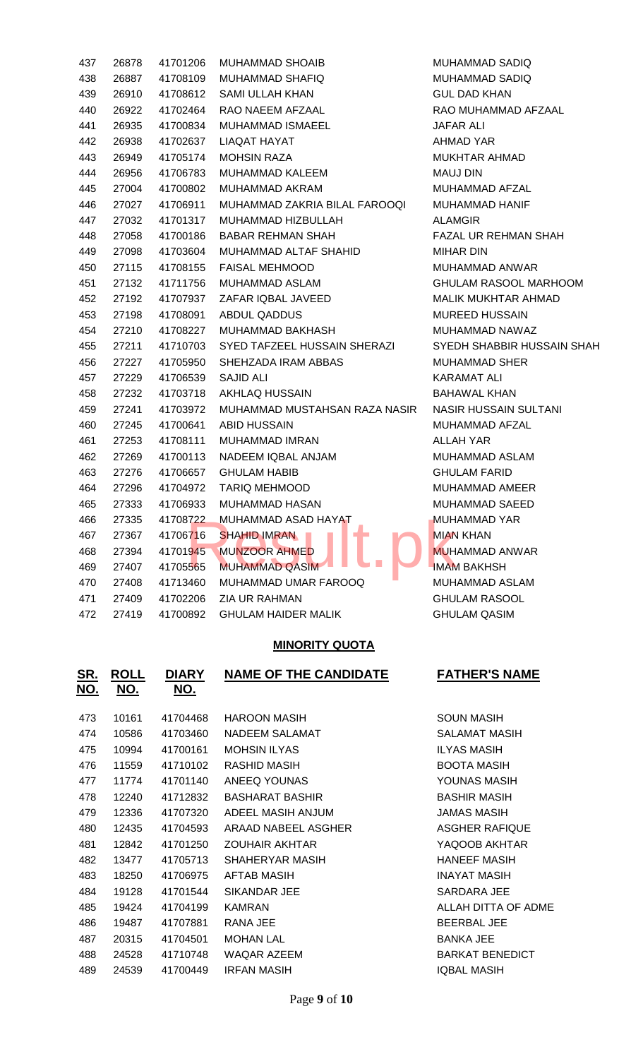| | | | | |
|---|---|---|---|---|
| 437 | 26878 | 41701206 | MUHAMMAD SHOAIB | MUHAMMAD SADIQ |
| 438 | 26887 | 41708109 | MUHAMMAD SHAFIQ | MUHAMMAD SADIQ |
| 439 | 26910 | 41708612 | SAMI ULLAH KHAN | GUL DAD KHAN |
| 440 | 26922 | 41702464 | RAO NAEEM AFZAAL | RAO MUHAMMAD AFZAAL |
| 441 | 26935 | 41700834 | MUHAMMAD ISMAEEL | JAFAR ALI |
| 442 | 26938 | 41702637 | LIAQAT HAYAT | AHMAD YAR |
| 443 | 26949 | 41705174 | MOHSIN RAZA | MUKHTAR AHMAD |
| 444 | 26956 | 41706783 | MUHAMMAD KALEEM | MAUJ DIN |
| 445 | 27004 | 41700802 | MUHAMMAD AKRAM | MUHAMMAD AFZAL |
| 446 | 27027 | 41706911 | MUHAMMAD ZAKRIA BILAL FAROOQI | MUHAMMAD HANIF |
| 447 | 27032 | 41701317 | MUHAMMAD HIZBULLAH | ALAMGIR |
| 448 | 27058 | 41700186 | BABAR REHMAN SHAH | FAZAL UR REHMAN SHAH |
| 449 | 27098 | 41703604 | MUHAMMAD ALTAF SHAHID | MIHAR DIN |
| 450 | 27115 | 41708155 | FAISAL MEHMOOD | MUHAMMAD ANWAR |
| 451 | 27132 | 41711756 | MUHAMMAD ASLAM | GHULAM RASOOL MARHOOM |
| 452 | 27192 | 41707937 | ZAFAR IQBAL JAVEED | MALIK MUKHTAR AHMAD |
| 453 | 27198 | 41708091 | ABDUL QADDUS | MUREED HUSSAIN |
| 454 | 27210 | 41708227 | MUHAMMAD BAKHASH | MUHAMMAD NAWAZ |
| 455 | 27211 | 41710703 | SYED TAFZEEL HUSSAIN SHERAZI | SYEDH SHABBIR HUSSAIN SHAH |
| 456 | 27227 | 41705950 | SHEHZADA IRAM ABBAS | MUHAMMAD SHER |
| 457 | 27229 | 41706539 | SAJID ALI | KARAMAT ALI |
| 458 | 27232 | 41703718 | AKHLAQ HUSSAIN | BAHAWAL KHAN |
| 459 | 27241 | 41703972 | MUHAMMAD MUSTAHSAN RAZA NASIR | NASIR HUSSAIN SULTANI |
| 460 | 27245 | 41700641 | ABID HUSSAIN | MUHAMMAD AFZAL |
| 461 | 27253 | 41708111 | MUHAMMAD IMRAN | ALLAH YAR |
| 462 | 27269 | 41700113 | NADEEM IQBAL ANJAM | MUHAMMAD ASLAM |
| 463 | 27276 | 41706657 | GHULAM HABIB | GHULAM FARID |
| 464 | 27296 | 41704972 | TARIQ MEHMOOD | MUHAMMAD AMEER |
| 465 | 27333 | 41706933 | MUHAMMAD HASAN | MUHAMMAD SAEED |
| 466 | 27335 | 41708722 | MUHAMMAD ASAD HAYAT | MUHAMMAD YAR |
| 467 | 27367 | 41706716 | SHAHID IMRAN | MIAN KHAN |
| 468 | 27394 | 41701945 | MUNZOOR AHMED | MUHAMMAD ANWAR |
| 469 | 27407 | 41705565 | MUHAMMAD QASIM | IMAM BAKHSH |
| 470 | 27408 | 41713460 | MUHAMMAD UMAR FAROOQ | MUHAMMAD ASLAM |
| 471 | 27409 | 41702206 | ZIA UR RAHMAN | GHULAM RASOOL |
| 472 | 27419 | 41700892 | GHULAM HAIDER MALIK | GHULAM QASIM |

**MINORITY QUOTA**

| SR. NO. | ROLL NO. | DIARY NO. | NAME OF THE CANDIDATE | FATHER'S NAME |
|---|---|---|---|---|
| 473 | 10161 | 41704468 | HAROON MASIH | SOUN MASIH |
| 474 | 10586 | 41703460 | NADEEM SALAMAT | SALAMAT MASIH |
| 475 | 10994 | 41700161 | MOHSIN ILYAS | ILYAS MASIH |
| 476 | 11559 | 41710102 | RASHID MASIH | BOOTA MASIH |
| 477 | 11774 | 41701140 | ANEEQ YOUNAS | YOUNAS MASIH |
| 478 | 12240 | 41712832 | BASHARAT BASHIR | BASHIR MASIH |
| 479 | 12336 | 41707320 | ADEEL MASIH ANJUM | JAMAS MASIH |
| 480 | 12435 | 41704593 | ARAAD NABEEL ASGHER | ASGHER RAFIQUE |
| 481 | 12842 | 41701250 | ZOUHAIR AKHTAR | YAQOOB AKHTAR |
| 482 | 13477 | 41705713 | SHAHERYAR MASIH | HANEEF MASIH |
| 483 | 18250 | 41706975 | AFTAB MASIH | INAYAT MASIH |
| 484 | 19128 | 41701544 | SIKANDAR JEE | SARDARA JEE |
| 485 | 19424 | 41704199 | KAMRAN | ALLAH DITTA OF ADME |
| 486 | 19487 | 41707881 | RANA JEE | BEERBAL JEE |
| 487 | 20315 | 41704501 | MOHAN LAL | BANKA JEE |
| 488 | 24528 | 41710748 | WAQAR AZEEM | BARKAT BENEDICT |
| 489 | 24539 | 41700449 | IRFAN MASIH | IQBAL MASIH |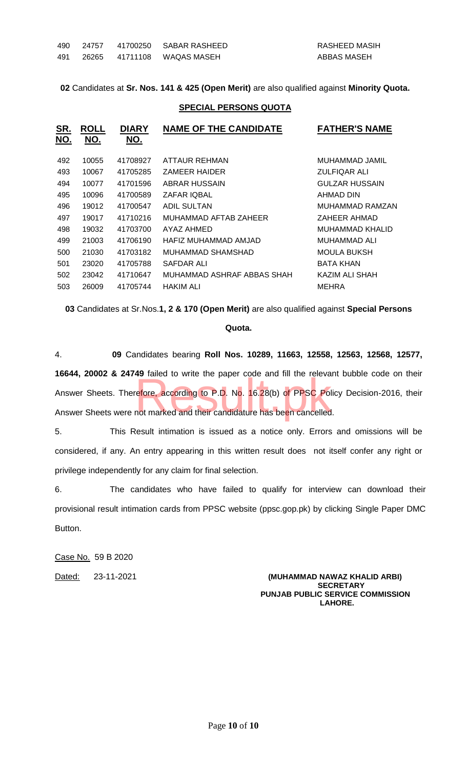| | | | | |
|---|---|---|---|---|
| 490 | 24757 | 41700250 | SABAR RASHEED | RASHEED MASIH |
| 491 | 26265 | 41711108 | WAQAS MASEH | ABBAS MASEH |

**02** Candidates at **Sr. Nos. 141 & 425 (Open Merit)** are also qualified against **Minority Quota.**

## SPECIAL PERSONS QUOTA

| SR. NO. | ROLL NO. | DIARY NO. | NAME OF THE CANDIDATE | FATHER'S NAME |
|---|---|---|---|---|
| 492 | 10055 | 41708927 | ATTAUR REHMAN | MUHAMMAD JAMIL |
| 493 | 10067 | 41705285 | ZAMEER HAIDER | ZULFIQAR ALI |
| 494 | 10077 | 41701596 | ABRAR HUSSAIN | GULZAR HUSSAIN |
| 495 | 10096 | 41700589 | ZAFAR IQBAL | AHMAD DIN |
| 496 | 19012 | 41700547 | ADIL SULTAN | MUHAMMAD RAMZAN |
| 497 | 19017 | 41710216 | MUHAMMAD AFTAB ZAHEER | ZAHEER AHMAD |
| 498 | 19032 | 41703700 | AYAZ AHMED | MUHAMMAD KHALID |
| 499 | 21003 | 41706190 | HAFIZ MUHAMMAD AMJAD | MUHAMMAD ALI |
| 500 | 21030 | 41703182 | MUHAMMAD SHAMSHAD | MOULA BUKSH |
| 501 | 23020 | 41705788 | SAFDAR ALI | BATA KHAN |
| 502 | 23042 | 41710647 | MUHAMMAD ASHRAF ABBAS SHAH | KAZIM ALI SHAH |
| 503 | 26009 | 41705744 | HAKIM ALI | MEHRA |

**03** Candidates at Sr.Nos.**1, 2 & 170 (Open Merit)** are also qualified against **Special Persons Quota.**

4. **09** Candidates bearing **Roll Nos. 10289, 11663, 12558, 12563, 12568, 12577, 16644, 20002 & 24749** failed to write the paper code and fill the relevant bubble code on their Answer Sheets. Therefore, according to P.D. No. 16.28(b) of PPSC Policy Decision-2016, their Answer Sheets were not marked and their candidature has been cancelled.

5. This Result intimation is issued as a notice only. Errors and omissions will be considered, if any. An entry appearing in this written result does not itself confer any right or privilege independently for any claim for final selection.

6. The candidates who have failed to qualify for interview can download their provisional result intimation cards from PPSC website (ppsc.gop.pk) by clicking Single Paper DMC Button.

Case No. 59 B 2020

Dated: 23-11-2021

**(MUHAMMAD NAWAZ KHALID ARBI)**
**SECRETARY**
**PUNJAB PUBLIC SERVICE COMMISSION**
**LAHORE.**